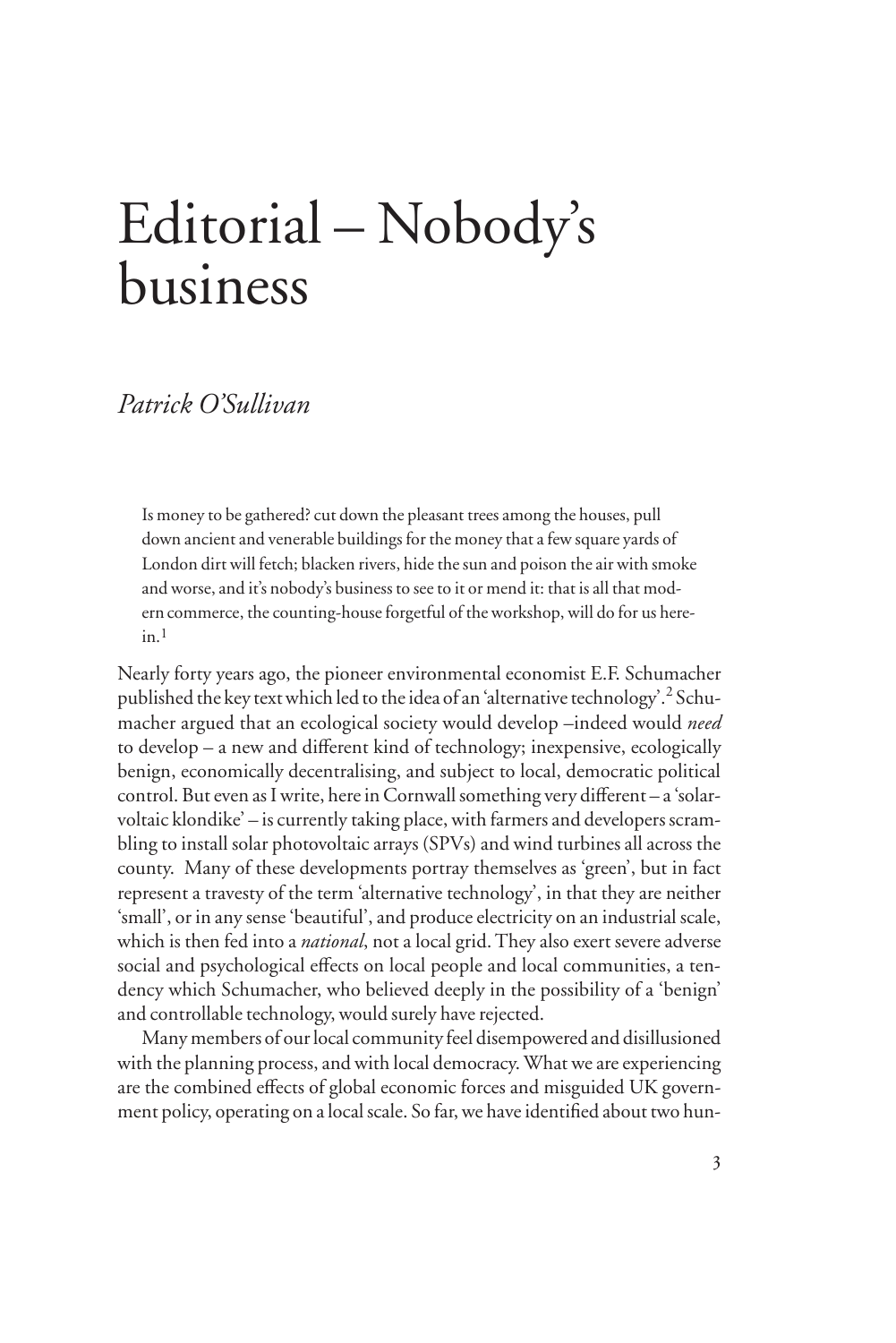# Editorial – Nobody's business

*Patrick O'Sullivan*

> Is money to be gathered? cut down the pleasant trees among the houses, pull down ancient and venerable buildings for the money that a few square yards of London dirt will fetch; blacken rivers, hide the sun and poison the air with smoke and worse, and it's nobody's business to see to it or mend it: that is all that modern commerce, the counting-house forgetful of the workshop, will do for us herein.[1]

Nearly forty years ago, the pioneer environmental economist E.F. Schumacher published the key text which led to the idea of an 'alternative technology'.[2] Schumacher argued that an ecological society would develop –indeed would *need* to develop – a new and different kind of technology; inexpensive, ecologically benign, economically decentralising, and subject to local, democratic political control. But even as I write, here in Cornwall something very different – a 'solarvoltaic klondike' – is currently taking place, with farmers and developers scrambling to install solar photovoltaic arrays (SPVs) and wind turbines all across the county. Many of these developments portray themselves as 'green', but in fact represent a travesty of the term 'alternative technology', in that they are neither 'small', or in any sense 'beautiful', and produce electricity on an industrial scale, which is then fed into a *national*, not a local grid. They also exert severe adverse social and psychological effects on local people and local communities, a tendency which Schumacher, who believed deeply in the possibility of a 'benign' and controllable technology, would surely have rejected.

Many members of our local community feel disempowered and disillusioned with the planning process, and with local democracy. What we are experiencing are the combined effects of global economic forces and misguided UK government policy, operating on a local scale. So far, we have identified about two hun-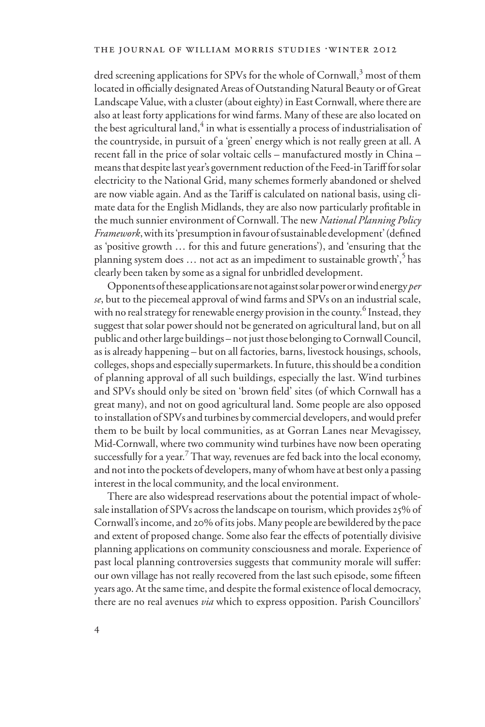dred screening applications for SPVs for the whole of Cornwall,[3] most of them located in officially designated Areas of Outstanding Natural Beauty or of Great Landscape Value, with a cluster (about eighty) in East Cornwall, where there are also at least forty applications for wind farms. Many of these are also located on the best agricultural land,[4] in what is essentially a process of industrialisation of the countryside, in pursuit of a 'green' energy which is not really green at all. A recent fall in the price of solar voltaic cells – manufactured mostly in China – means that despite last year's government reduction of the Feed-in Tariff for solar electricity to the National Grid, many schemes formerly abandoned or shelved are now viable again. And as the Tariff is calculated on national basis, using climate data for the English Midlands, they are also now particularly profitable in the much sunnier environment of Cornwall. The new *National Planning Policy Framework*, with its 'presumption in favour of sustainable development' (defined as 'positive growth … for this and future generations'), and 'ensuring that the planning system does … not act as an impediment to sustainable growth',[5] has clearly been taken by some as a signal for unbridled development.

Opponents of these applications are not against solar power or wind energy *per se*, but to the piecemeal approval of wind farms and SPVs on an industrial scale, with no real strategy for renewable energy provision in the county.[6] Instead, they suggest that solar power should not be generated on agricultural land, but on all public and other large buildings – not just those belonging to Cornwall Council, as is already happening – but on all factories, barns, livestock housings, schools, colleges, shops and especially supermarkets. In future, this should be a condition of planning approval of all such buildings, especially the last. Wind turbines and SPVs should only be sited on 'brown field' sites (of which Cornwall has a great many), and not on good agricultural land. Some people are also opposed to installation of SPVs and turbines by commercial developers, and would prefer them to be built by local communities, as at Gorran Lanes near Mevagissey, Mid-Cornwall, where two community wind turbines have now been operating successfully for a year.[7] That way, revenues are fed back into the local economy, and not into the pockets of developers, many of whom have at best only a passing interest in the local community, and the local environment.

There are also widespread reservations about the potential impact of wholesale installation of SPVs across the landscape on tourism, which provides 25% of Cornwall's income, and 20% of its jobs. Many people are bewildered by the pace and extent of proposed change. Some also fear the effects of potentially divisive planning applications on community consciousness and morale. Experience of past local planning controversies suggests that community morale will suffer: our own village has not really recovered from the last such episode, some fifteen years ago. At the same time, and despite the formal existence of local democracy, there are no real avenues *via* which to express opposition. Parish Councillors'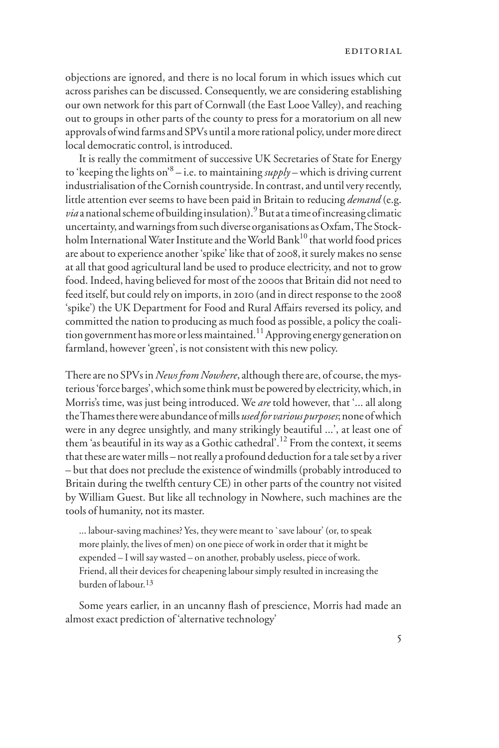objections are ignored, and there is no local forum in which issues which cut across parishes can be discussed. Consequently, we are considering establishing our own network for this part of Cornwall (the East Looe Valley), and reaching out to groups in other parts of the county to press for a moratorium on all new approvals of wind farms and SPVs until a more rational policy, under more direct local democratic control, is introduced.

It is really the commitment of successive UK Secretaries of State for Energy to 'keeping the lights on'[8] – i.e. to maintaining *supply* – which is driving current industrialisation of the Cornish countryside. In contrast, and until very recently, little attention ever seems to have been paid in Britain to reducing *demand* (e.g. *via* a national scheme of building insulation).[9] But at a time of increasing climatic uncertainty, and warnings from such diverse organisations as Oxfam, The Stockholm International Water Institute and the World Bank[10] that world food prices are about to experience another 'spike' like that of 2008, it surely makes no sense at all that good agricultural land be used to produce electricity, and not to grow food. Indeed, having believed for most of the 2000s that Britain did not need to feed itself, but could rely on imports, in 2010 (and in direct response to the 2008 'spike') the UK Department for Food and Rural Affairs reversed its policy, and committed the nation to producing as much food as possible, a policy the coalition government has more or less maintained.[11] Approving energy generation on farmland, however 'green', is not consistent with this new policy.

There are no SPVs in *News from Nowhere*, although there are, of course, the mysterious 'force barges', which some think must be powered by electricity, which, in Morris's time, was just being introduced. We *are* told however, that '... all along the Thames there were abundance of mills *used for various purposes*; none of which were in any degree unsightly, and many strikingly beautiful ...', at least one of them 'as beautiful in its way as a Gothic cathedral'.[12] From the context, it seems that these are water mills – not really a profound deduction for a tale set by a river – but that does not preclude the existence of windmills (probably introduced to Britain during the twelfth century CE) in other parts of the country not visited by William Guest. But like all technology in Nowhere, such machines are the tools of humanity, not its master.

> ... labour-saving machines? Yes, they were meant to 'save labour' (or, to speak more plainly, the lives of men) on one piece of work in order that it might be expended – I will say wasted – on another, probably useless, piece of work. Friend, all their devices for cheapening labour simply resulted in increasing the burden of labour.[13]

Some years earlier, in an uncanny flash of prescience, Morris had made an almost exact prediction of 'alternative technology'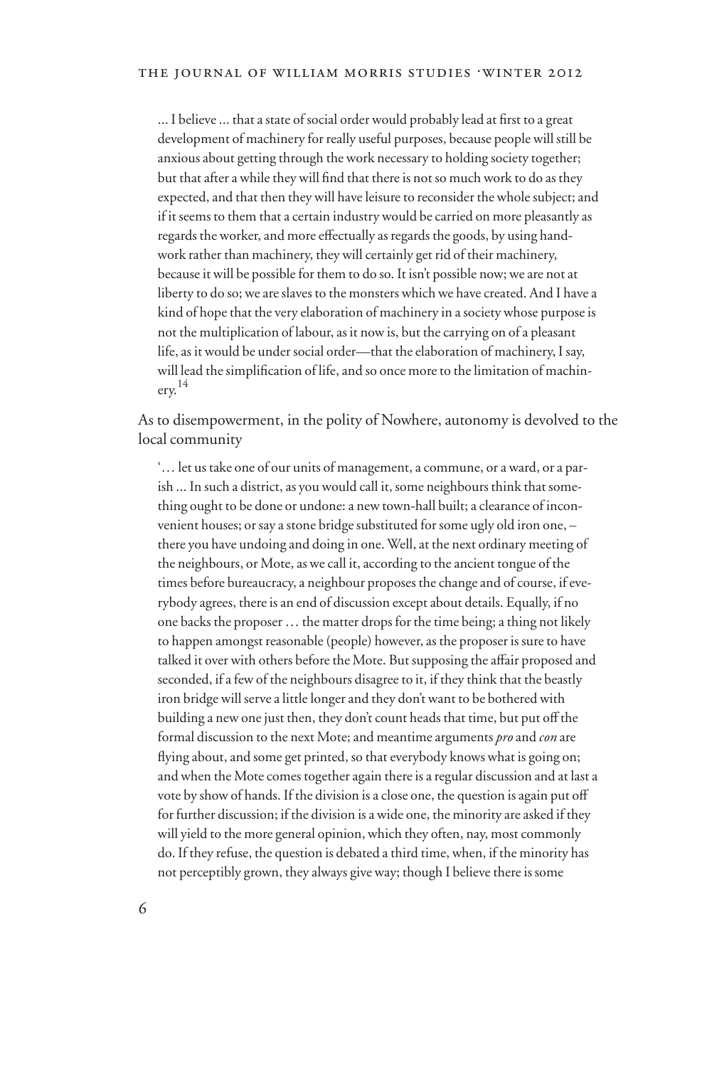> ... I believe ... that a state of social order would probably lead at first to a great development of machinery for really useful purposes, because people will still be anxious about getting through the work necessary to holding society together; but that after a while they will find that there is not so much work to do as they expected, and that then they will have leisure to reconsider the whole subject; and if it seems to them that a certain industry would be carried on more pleasantly as regards the worker, and more effectually as regards the goods, by using hand-work rather than machinery, they will certainly get rid of their machinery, because it will be possible for them to do so. It isn't possible now; we are not at liberty to do so; we are slaves to the monsters which we have created. And I have a kind of hope that the very elaboration of machinery in a society whose purpose is not the multiplication of labour, as it now is, but the carrying on of a pleasant life, as it would be under social order—that the elaboration of machinery, I say, will lead the simplification of life, and so once more to the limitation of machinery.[14]

As to disempowerment, in the polity of Nowhere, autonomy is devolved to the local community

> '… let us take one of our units of management, a commune, or a ward, or a parish ... In such a district, as you would call it, some neighbours think that something ought to be done or undone: a new town-hall built; a clearance of inconvenient houses; or say a stone bridge substituted for some ugly old iron one, – there you have undoing and doing in one. Well, at the next ordinary meeting of the neighbours, or Mote, as we call it, according to the ancient tongue of the times before bureaucracy, a neighbour proposes the change and of course, if everybody agrees, there is an end of discussion except about details. Equally, if no one backs the proposer … the matter drops for the time being; a thing not likely to happen amongst reasonable (people) however, as the proposer is sure to have talked it over with others before the Mote. But supposing the affair proposed and seconded, if a few of the neighbours disagree to it, if they think that the beastly iron bridge will serve a little longer and they don't want to be bothered with building a new one just then, they don't count heads that time, but put off the formal discussion to the next Mote; and meantime arguments *pro* and *con* are flying about, and some get printed, so that everybody knows what is going on; and when the Mote comes together again there is a regular discussion and at last a vote by show of hands. If the division is a close one, the question is again put off for further discussion; if the division is a wide one, the minority are asked if they will yield to the more general opinion, which they often, nay, most commonly do. If they refuse, the question is debated a third time, when, if the minority has not perceptibly grown, they always give way; though I believe there is some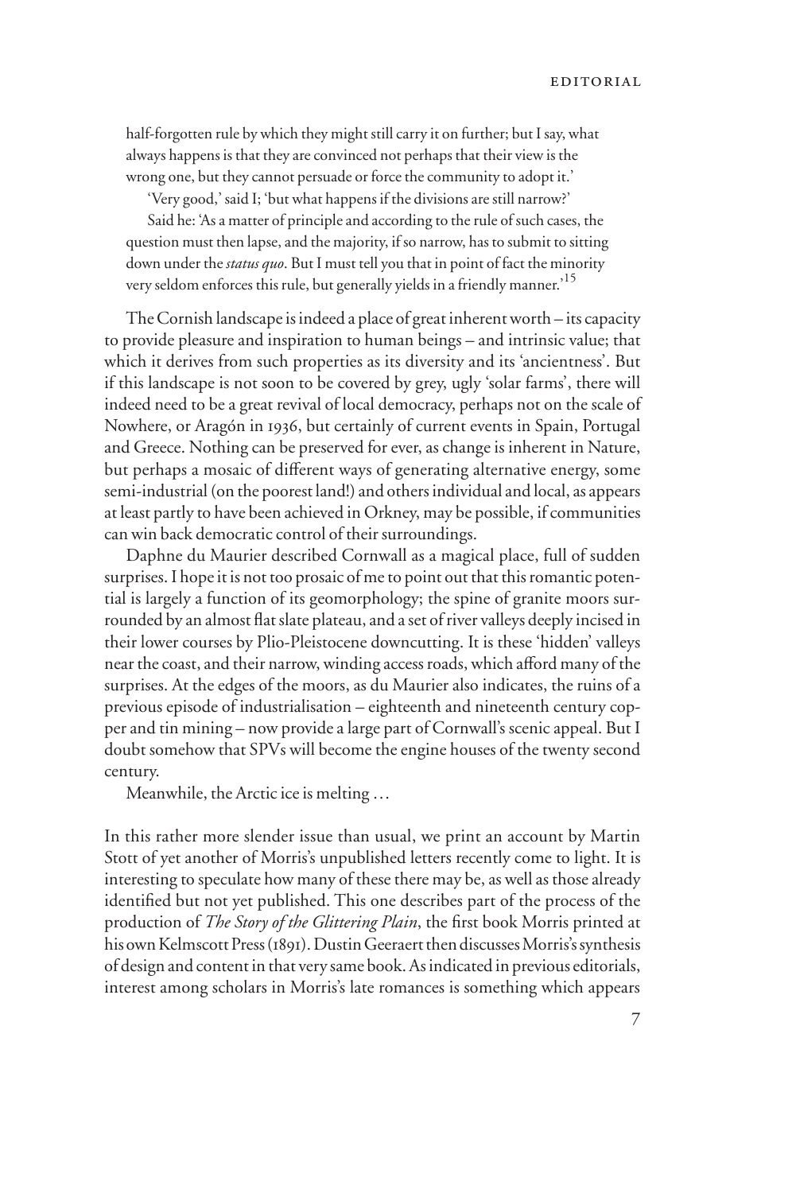> half-forgotten rule by which they might still carry it on further; but I say, what always happens is that they are convinced not perhaps that their view is the wrong one, but they cannot persuade or force the community to adopt it.'
>
> 'Very good,' said I; 'but what happens if the divisions are still narrow?'
>
> Said he: 'As a matter of principle and according to the rule of such cases, the question must then lapse, and the majority, if so narrow, has to submit to sitting down under the *status quo*. But I must tell you that in point of fact the minority very seldom enforces this rule, but generally yields in a friendly manner.'[15]

The Cornish landscape is indeed a place of great inherent worth – its capacity to provide pleasure and inspiration to human beings – and intrinsic value; that which it derives from such properties as its diversity and its 'ancientness'. But if this landscape is not soon to be covered by grey, ugly 'solar farms', there will indeed need to be a great revival of local democracy, perhaps not on the scale of Nowhere, or Aragón in 1936, but certainly of current events in Spain, Portugal and Greece. Nothing can be preserved for ever, as change is inherent in Nature, but perhaps a mosaic of different ways of generating alternative energy, some semi-industrial (on the poorest land!) and others individual and local, as appears at least partly to have been achieved in Orkney, may be possible, if communities can win back democratic control of their surroundings.

Daphne du Maurier described Cornwall as a magical place, full of sudden surprises. I hope it is not too prosaic of me to point out that this romantic potential is largely a function of its geomorphology; the spine of granite moors surrounded by an almost flat slate plateau, and a set of river valleys deeply incised in their lower courses by Plio-Pleistocene downcutting. It is these 'hidden' valleys near the coast, and their narrow, winding access roads, which afford many of the surprises. At the edges of the moors, as du Maurier also indicates, the ruins of a previous episode of industrialisation – eighteenth and nineteenth century copper and tin mining – now provide a large part of Cornwall's scenic appeal. But I doubt somehow that SPVs will become the engine houses of the twenty second century.

Meanwhile, the Arctic ice is melting …

In this rather more slender issue than usual, we print an account by Martin Stott of yet another of Morris's unpublished letters recently come to light. It is interesting to speculate how many of these there may be, as well as those already identified but not yet published. This one describes part of the process of the production of *The Story of the Glittering Plain*, the first book Morris printed at his own Kelmscott Press (1891). Dustin Geeraert then discusses Morris's synthesis of design and content in that very same book. As indicated in previous editorials, interest among scholars in Morris's late romances is something which appears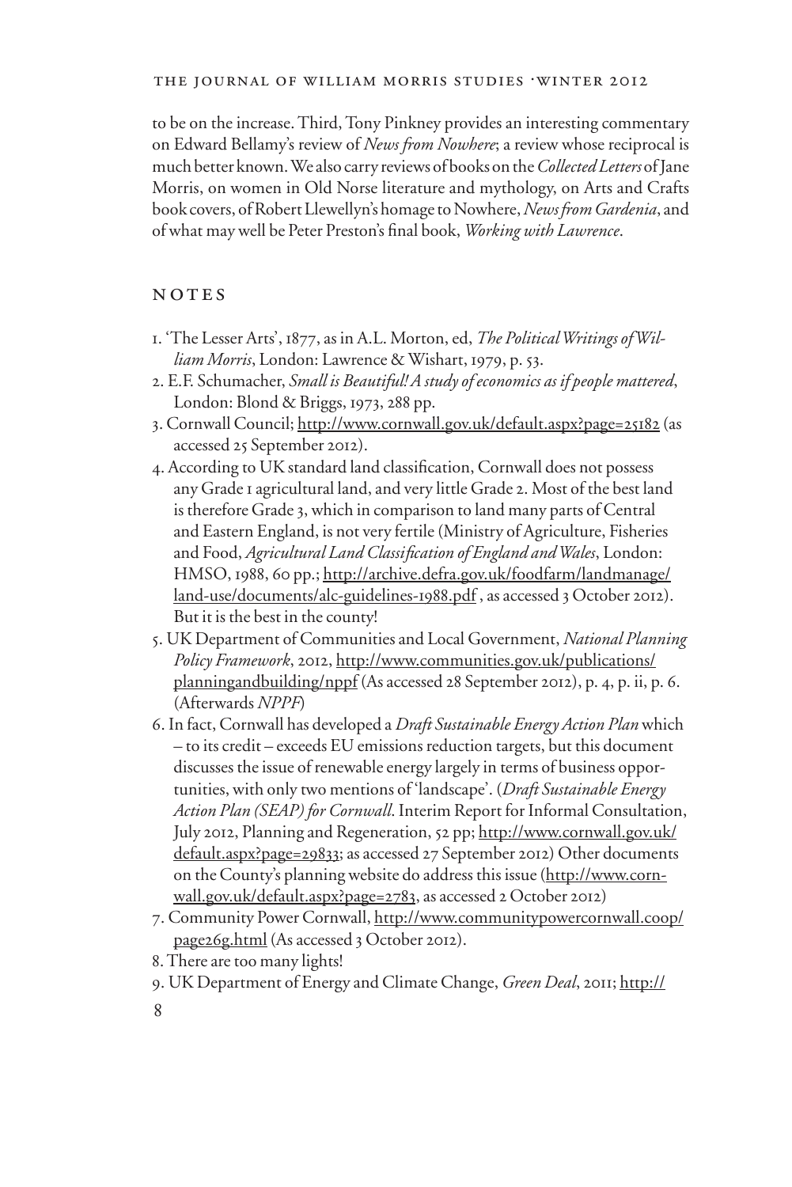to be on the increase. Third, Tony Pinkney provides an interesting commentary on Edward Bellamy's review of *News from Nowhere*; a review whose reciprocal is much better known. We also carry reviews of books on the *Collected Letters* of Jane Morris, on women in Old Norse literature and mythology, on Arts and Crafts book covers, of Robert Llewellyn's homage to Nowhere, *News from Gardenia*, and of what may well be Peter Preston's final book, *Working with Lawrence*.

## NOTES

1. 'The Lesser Arts', 1877, as in A.L. Morton, ed, *The Political Writings of William Morris*, London: Lawrence & Wishart, 1979, p. 53.
2. E.F. Schumacher, *Small is Beautiful! A study of economics as if people mattered*, London: Blond & Briggs, 1973, 288 pp.
3. Cornwall Council; http://www.cornwall.gov.uk/default.aspx?page=25182 (as accessed 25 September 2012).
4. According to UK standard land classification, Cornwall does not possess any Grade 1 agricultural land, and very little Grade 2. Most of the best land is therefore Grade 3, which in comparison to land many parts of Central and Eastern England, is not very fertile (Ministry of Agriculture, Fisheries and Food, *Agricultural Land Classification of England and Wales*, London: HMSO, 1988, 60 pp.; http://archive.defra.gov.uk/foodfarm/landmanage/land-use/documents/alc-guidelines-1988.pdf , as accessed 3 October 2012). But it is the best in the county!
5. UK Department of Communities and Local Government, *National Planning Policy Framework*, 2012, http://www.communities.gov.uk/publications/planningandbuilding/nppf (As accessed 28 September 2012), p. 4, p. ii, p. 6. (Afterwards *NPPF*)
6. In fact, Cornwall has developed a *Draft Sustainable Energy Action Plan* which – to its credit – exceeds EU emissions reduction targets, but this document discusses the issue of renewable energy largely in terms of business opportunities, with only two mentions of 'landscape'. (*Draft Sustainable Energy Action Plan (SEAP) for Cornwall*. Interim Report for Informal Consultation, July 2012, Planning and Regeneration, 52 pp; http://www.cornwall.gov.uk/default.aspx?page=29833; as accessed 27 September 2012) Other documents on the County's planning website do address this issue (http://www.cornwall.gov.uk/default.aspx?page=2783, as accessed 2 October 2012)
7. Community Power Cornwall, http://www.communitypowercornwall.coop/page269.html (As accessed 3 October 2012).
8. There are too many lights!
9. UK Department of Energy and Climate Change, *Green Deal*, 2011; http://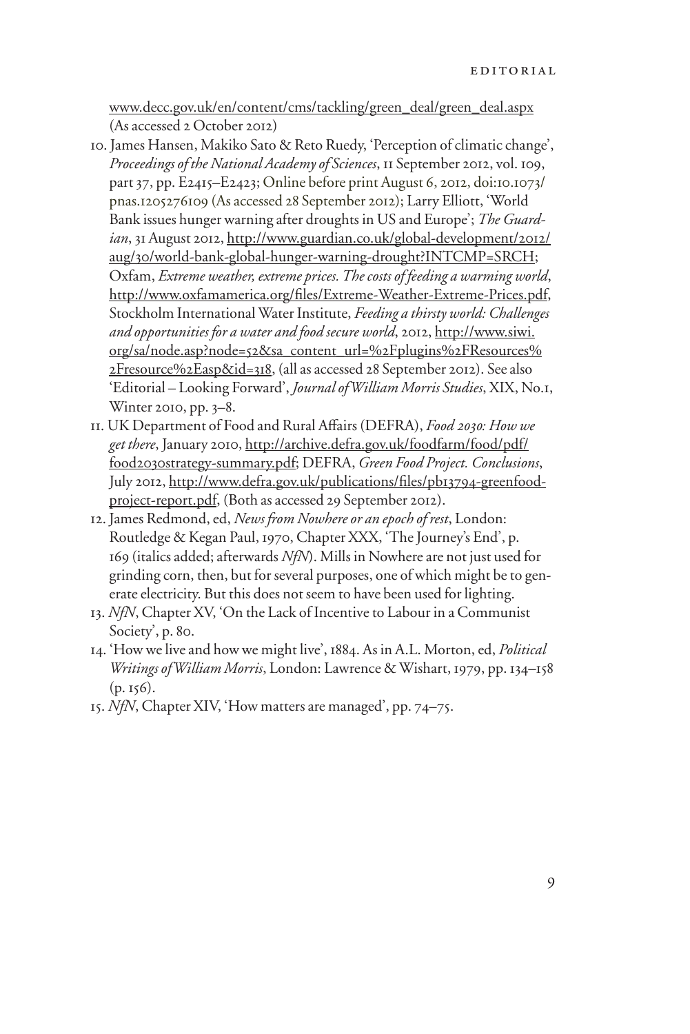www.decc.gov.uk/en/content/cms/tackling/green_deal/green_deal.aspx (As accessed 2 October 2012)

10. James Hansen, Makiko Sato & Reto Ruedy, 'Perception of climatic change', *Proceedings of the National Academy of Sciences*, 11 September 2012, vol. 109, part 37, pp. E2415–E2423; Online before print August 6, 2012, doi:10.1073/pnas.1205276109 (As accessed 28 September 2012); Larry Elliott, 'World Bank issues hunger warning after droughts in US and Europe'; *The Guardian*, 31 August 2012, http://www.guardian.co.uk/global-development/2012/aug/30/world-bank-global-hunger-warning-drought?INTCMP=SRCH; Oxfam, *Extreme weather, extreme prices. The costs of feeding a warming world*, http://www.oxfamamerica.org/files/Extreme-Weather-Extreme-Prices.pdf, Stockholm International Water Institute, *Feeding a thirsty world: Challenges and opportunities for a water and food secure world*, 2012, http://www.siwi.org/sa/node.asp?node=52&sa_content_url=%2Fplugins%2FResources%2Fresource%2Easp&id=318, (all as accessed 28 September 2012). See also 'Editorial – Looking Forward', *Journal of William Morris Studies*, XIX, No.1, Winter 2010, pp. 3–8.
11. UK Department of Food and Rural Affairs (DEFRA), *Food 2030: How we get there*, January 2010, http://archive.defra.gov.uk/foodfarm/food/pdf/food2030strategy-summary.pdf; DEFRA, *Green Food Project. Conclusions*, July 2012, http://www.defra.gov.uk/publications/files/pb13794-greenfood-project-report.pdf, (Both as accessed 29 September 2012).
12. James Redmond, ed, *News from Nowhere or an epoch of rest*, London: Routledge & Kegan Paul, 1970, Chapter XXX, 'The Journey's End', p. 169 (italics added; afterwards *NfN*). Mills in Nowhere are not just used for grinding corn, then, but for several purposes, one of which might be to generate electricity. But this does not seem to have been used for lighting.
13. *NfN*, Chapter XV, 'On the Lack of Incentive to Labour in a Communist Society', p. 80.
14. 'How we live and how we might live', 1884. As in A.L. Morton, ed, *Political Writings of William Morris*, London: Lawrence & Wishart, 1979, pp. 134–158 (p. 156).
15. *NfN*, Chapter XIV, 'How matters are managed', pp. 74–75.